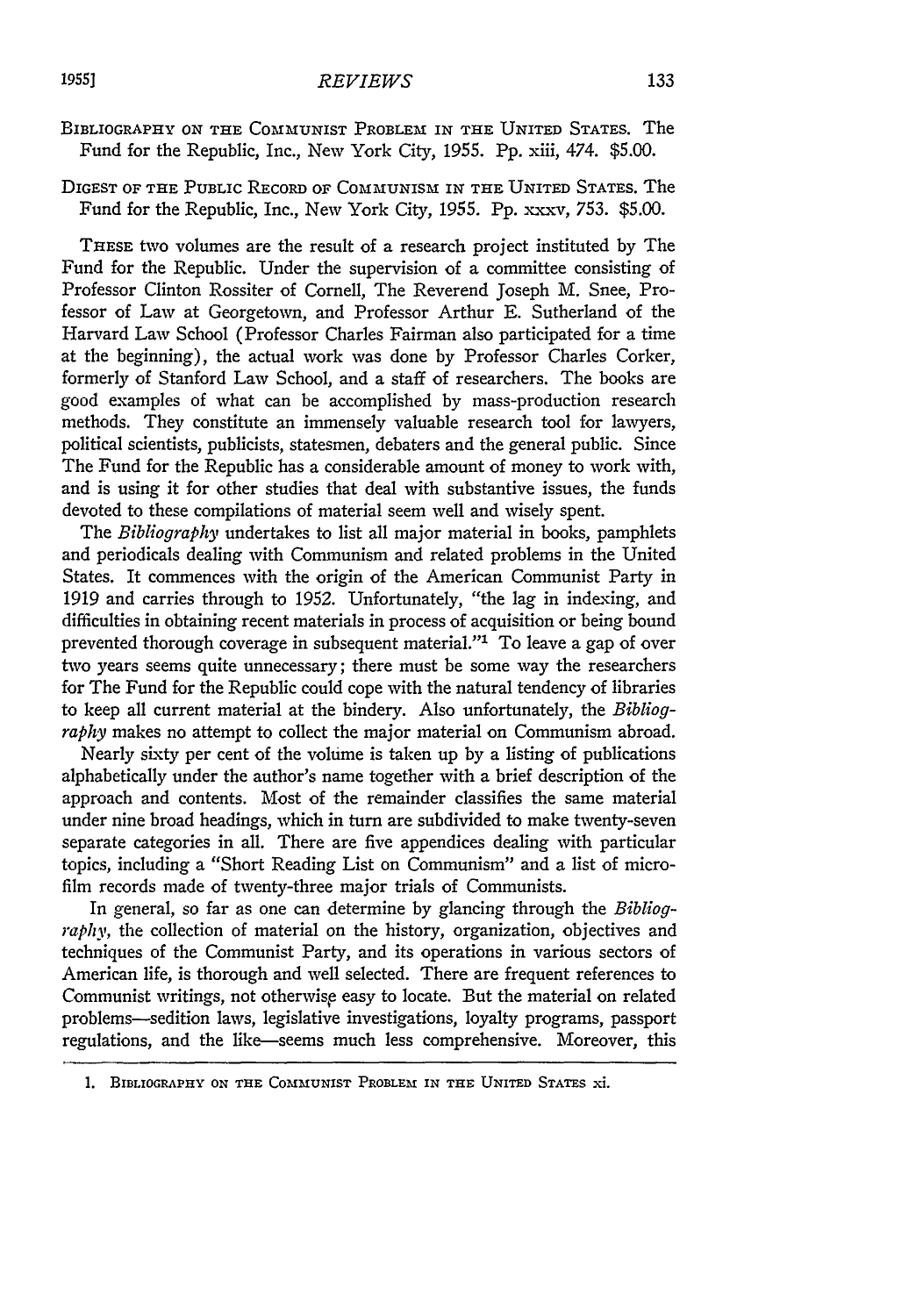BIBLIOGRAPHY ON THE COMMUNIST PROBLEM IN THE UNITED STATES. The Fund for the Republic, Inc., New York City, 1955. Pp. xiii, 474. $5.00.

DIGEST OF THE PUBLIC RECORD OF COMMUNISM IN THE UNITED STATES. The Fund for the Republic, Inc., New York City, 1955. Pp. xxxv, 753. $5.00.

THESE two volumes are the result of a research project instituted by The Fund for the Republic. Under the supervision of a committee consisting of Professor Clinton Rossiter of Cornell, The Reverend Joseph M. Snee, Professor of Law at Georgetown, and Professor Arthur E. Sutherland of the Harvard Law School (Professor Charles Fairman also participated for a time at the beginning), the actual work was done by Professor Charles Corker, formerly of Stanford Law School, and a staff of researchers. The books are good examples of what can be accomplished by mass-production research methods. They constitute an immensely valuable research tool for lawyers, political scientists, publicists, statesmen, debaters and the general public. Since The Fund for the Republic has a considerable amount of money to work with, and is using it for other studies that deal with substantive issues, the funds devoted to these compilations of material seem well and wisely spent.

The *Bibliography* undertakes to list all major material in books, pamphlets and periodicals dealing with Communism and related problems in the United States. It commences with the origin of the American Communist Party in 1919 and carries through to 1952. Unfortunately, "the lag in indexing, and difficulties in obtaining recent materials in process of acquisition or being bound prevented thorough coverage in subsequent material."[1] To leave a gap of over two years seems quite unnecessary; there must be some way the researchers for The Fund for the Republic could cope with the natural tendency of libraries to keep all current material at the bindery. Also unfortunately, the *Bibliography* makes no attempt to collect the major material on Communism abroad.

Nearly sixty per cent of the volume is taken up by a listing of publications alphabetically under the author's name together with a brief description of the approach and contents. Most of the remainder classifies the same material under nine broad headings, which in turn are subdivided to make twenty-seven separate categories in all. There are five appendices dealing with particular topics, including a "Short Reading List on Communism" and a list of microfilm records made of twenty-three major trials of Communists.

In general, so far as one can determine by glancing through the *Bibliography*, the collection of material on the history, organization, objectives and techniques of the Communist Party, and its operations in various sectors of American life, is thorough and well selected. There are frequent references to Communist writings, not otherwise easy to locate. But the material on related problems—sedition laws, legislative investigations, loyalty programs, passport regulations, and the like—seems much less comprehensive. Moreover, this

1. BIBLIOGRAPHY ON THE COMMUNIST PROBLEM IN THE UNITED STATES xi.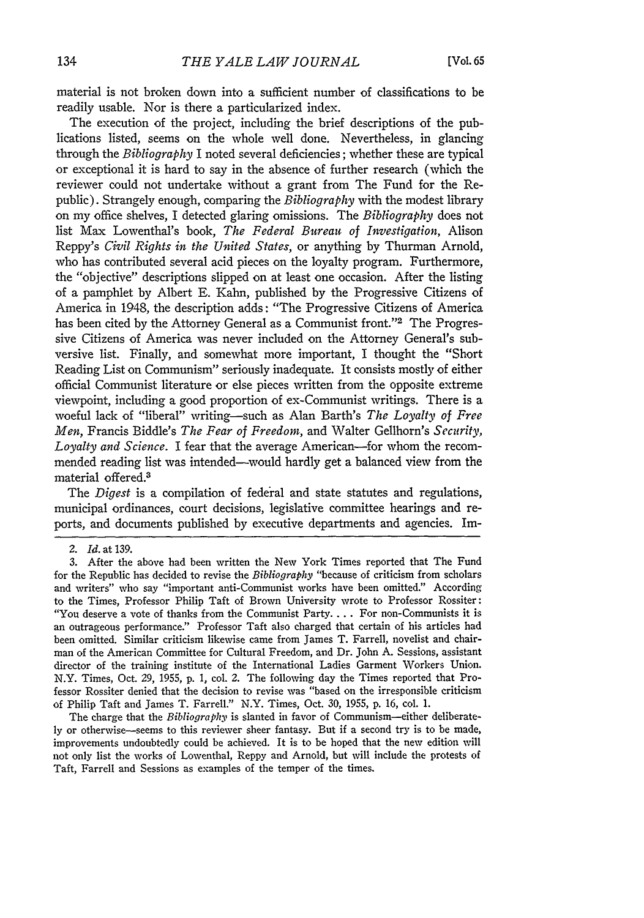material is not broken down into a sufficient number of classifications to be readily usable. Nor is there a particularized index.

The execution of the project, including the brief descriptions of the publications listed, seems on the whole well done. Nevertheless, in glancing through the *Bibliography* I noted several deficiencies; whether these are typical or exceptional it is hard to say in the absence of further research (which the reviewer could not undertake without a grant from The Fund for the Republic). Strangely enough, comparing the *Bibliography* with the modest library on my office shelves, I detected glaring omissions. The *Bibliography* does not list Max Lowenthal's book, *The Federal Bureau of Investigation,* Alison Reppy's *Civil Rights in the United States,* or anything by Thurman Arnold, who has contributed several acid pieces on the loyalty program. Furthermore, the "objective" descriptions slipped on at least one occasion. After the listing of a pamphlet by Albert E. Kahn, published by the Progressive Citizens of America in 1948, the description adds: "The Progressive Citizens of America has been cited by the Attorney General as a Communist front."[2] The Progressive Citizens of America was never included on the Attorney General's subversive list. Finally, and somewhat more important, I thought the "Short Reading List on Communism" seriously inadequate. It consists mostly of either official Communist literature or else pieces written from the opposite extreme viewpoint, including a good proportion of ex-Communist writings. There is a woeful lack of "liberal" writing—such as Alan Barth's *The Loyalty of Free Men,* Francis Biddle's *The Fear of Freedom,* and Walter Gellhorn's *Security, Loyalty and Science.* I fear that the average American—for whom the recommended reading list was intended—would hardly get a balanced view from the material offered.[3]

The *Digest* is a compilation of federal and state statutes and regulations, municipal ordinances, court decisions, legislative committee hearings and reports, and documents published by executive departments and agencies. Im-

2. *Id.* at 139.

3. After the above had been written the New York Times reported that The Fund for the Republic has decided to revise the *Bibliography* "because of criticism from scholars and writers" who say "important anti-Communist works have been omitted." According to the Times, Professor Philip Taft of Brown University wrote to Professor Rossiter: "You deserve a vote of thanks from the Communist Party. . . . For non-Communists it is an outrageous performance." Professor Taft also charged that certain of his articles had been omitted. Similar criticism likewise came from James T. Farrell, novelist and chairman of the American Committee for Cultural Freedom, and Dr. John A. Sessions, assistant director of the training institute of the International Ladies Garment Workers Union. N.Y. Times, Oct. 29, 1955, p. 1, col. 2. The following day the Times reported that Professor Rossiter denied that the decision to revise was "based on the irresponsible criticism of Philip Taft and James T. Farrell." N.Y. Times, Oct. 30, 1955, p. 16, col. 1.

The charge that the *Bibliography* is slanted in favor of Communism—either deliberately or otherwise—seems to this reviewer sheer fantasy. But if a second try is to be made, improvements undoubtedly could be achieved. It is to be hoped that the new edition will not only list the works of Lowenthal, Reppy and Arnold, but will include the protests of Taft, Farrell and Sessions as examples of the temper of the times.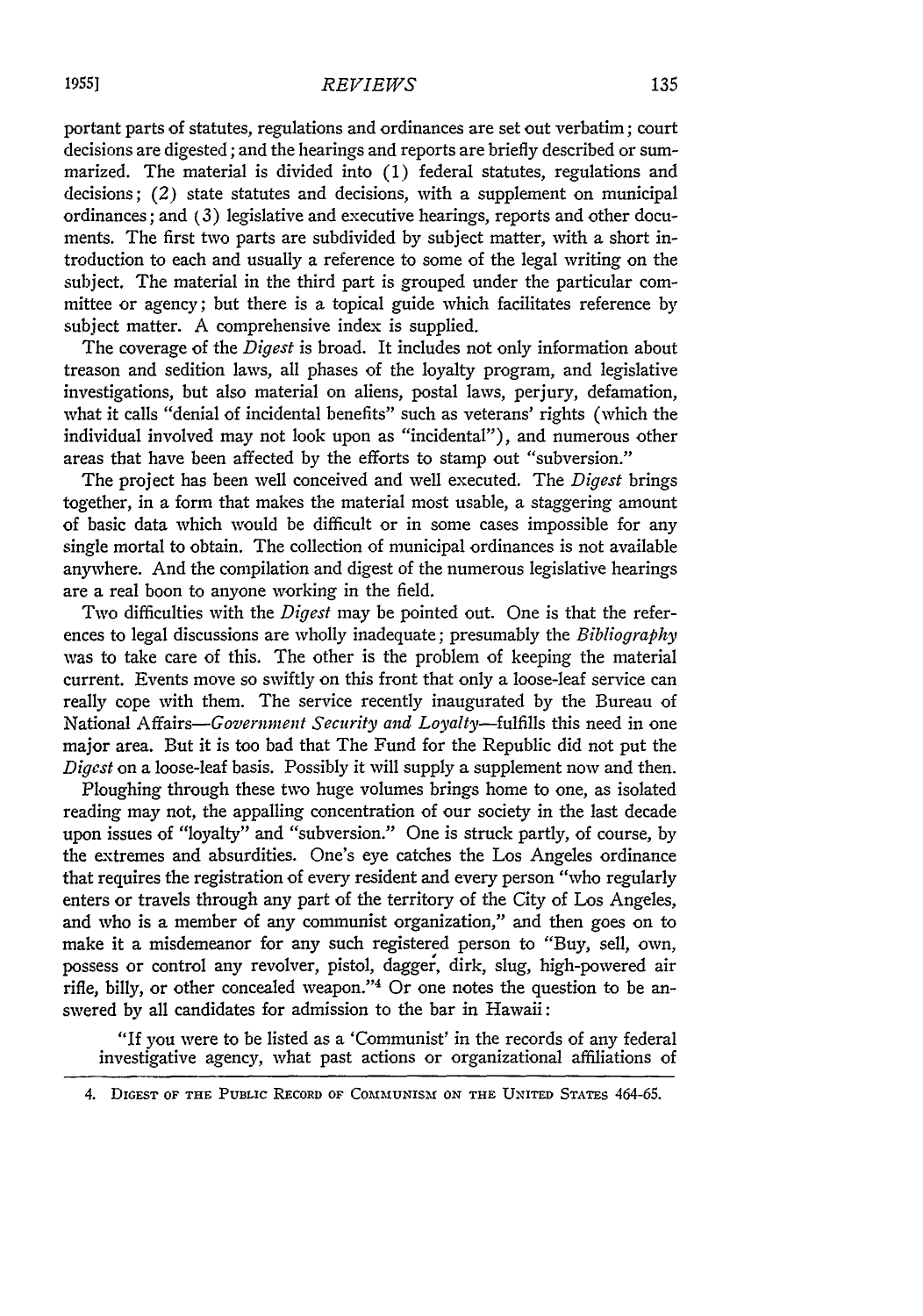portant parts of statutes, regulations and ordinances are set out verbatim; court decisions are digested; and the hearings and reports are briefly described or summarized. The material is divided into (1) federal statutes, regulations and decisions; (2) state statutes and decisions, with a supplement on municipal ordinances; and (3) legislative and executive hearings, reports and other documents. The first two parts are subdivided by subject matter, with a short introduction to each and usually a reference to some of the legal writing on the subject. The material in the third part is grouped under the particular committee or agency; but there is a topical guide which facilitates reference by subject matter. A comprehensive index is supplied.

The coverage of the *Digest* is broad. It includes not only information about treason and sedition laws, all phases of the loyalty program, and legislative investigations, but also material on aliens, postal laws, perjury, defamation, what it calls "denial of incidental benefits" such as veterans' rights (which the individual involved may not look upon as "incidental"), and numerous other areas that have been affected by the efforts to stamp out "subversion."

The project has been well conceived and well executed. The *Digest* brings together, in a form that makes the material most usable, a staggering amount of basic data which would be difficult or in some cases impossible for any single mortal to obtain. The collection of municipal ordinances is not available anywhere. And the compilation and digest of the numerous legislative hearings are a real boon to anyone working in the field.

Two difficulties with the *Digest* may be pointed out. One is that the references to legal discussions are wholly inadequate; presumably the *Bibliography* was to take care of this. The other is the problem of keeping the material current. Events move so swiftly on this front that only a loose-leaf service can really cope with them. The service recently inaugurated by the Bureau of National Affairs—*Government Security and Loyalty*—fulfills this need in one major area. But it is too bad that The Fund for the Republic did not put the *Digest* on a loose-leaf basis. Possibly it will supply a supplement now and then.

Ploughing through these two huge volumes brings home to one, as isolated reading may not, the appalling concentration of our society in the last decade upon issues of "loyalty" and "subversion." One is struck partly, of course, by the extremes and absurdities. One's eye catches the Los Angeles ordinance that requires the registration of every resident and every person "who regularly enters or travels through any part of the territory of the City of Los Angeles, and who is a member of any communist organization," and then goes on to make it a misdemeanor for any such registered person to "Buy, sell, own, possess or control any revolver, pistol, dagger, dirk, slug, high-powered air rifle, billy, or other concealed weapon."[4] Or one notes the question to be answered by all candidates for admission to the bar in Hawaii:

> "If you were to be listed as a 'Communist' in the records of any federal investigative agency, what past actions or organizational affiliations of

4. DIGEST OF THE PUBLIC RECORD OF COMMUNISM ON THE UNITED STATES 464-65.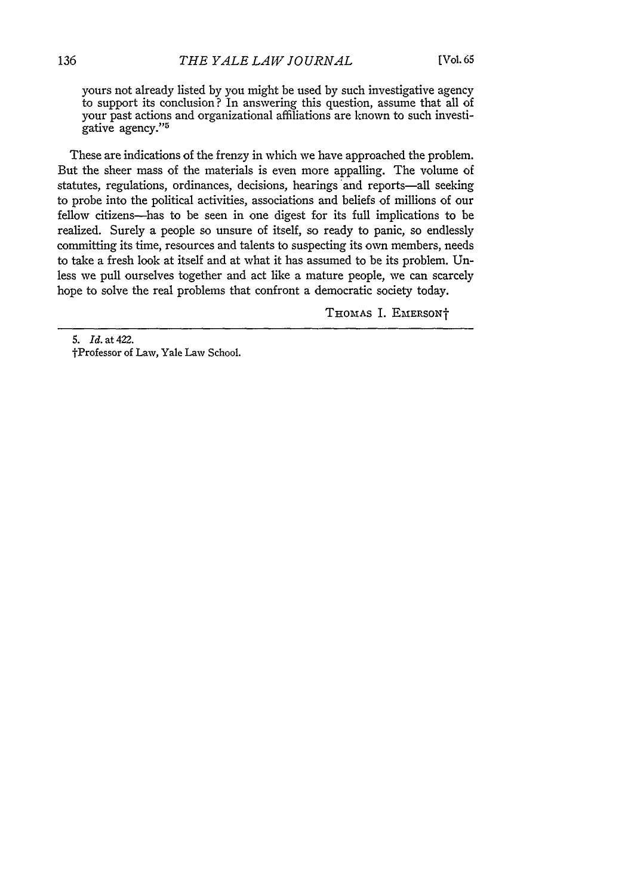yours not already listed by you might be used by such investigative agency to support its conclusion? In answering this question, assume that all of your past actions and organizational affiliations are known to such investigative agency."[5]

These are indications of the frenzy in which we have approached the problem. But the sheer mass of the materials is even more appalling. The volume of statutes, regulations, ordinances, decisions, hearings and reports—all seeking to probe into the political activities, associations and beliefs of millions of our fellow citizens—has to be seen in one digest for its full implications to be realized. Surely a people so unsure of itself, so ready to panic, so endlessly committing its time, resources and talents to suspecting its own members, needs to take a fresh look at itself and at what it has assumed to be its problem. Unless we pull ourselves together and act like a mature people, we can scarcely hope to solve the real problems that confront a democratic society today.

THOMAS I. EMERSON†

---

5. *Id.* at 422.

†Professor of Law, Yale Law School.